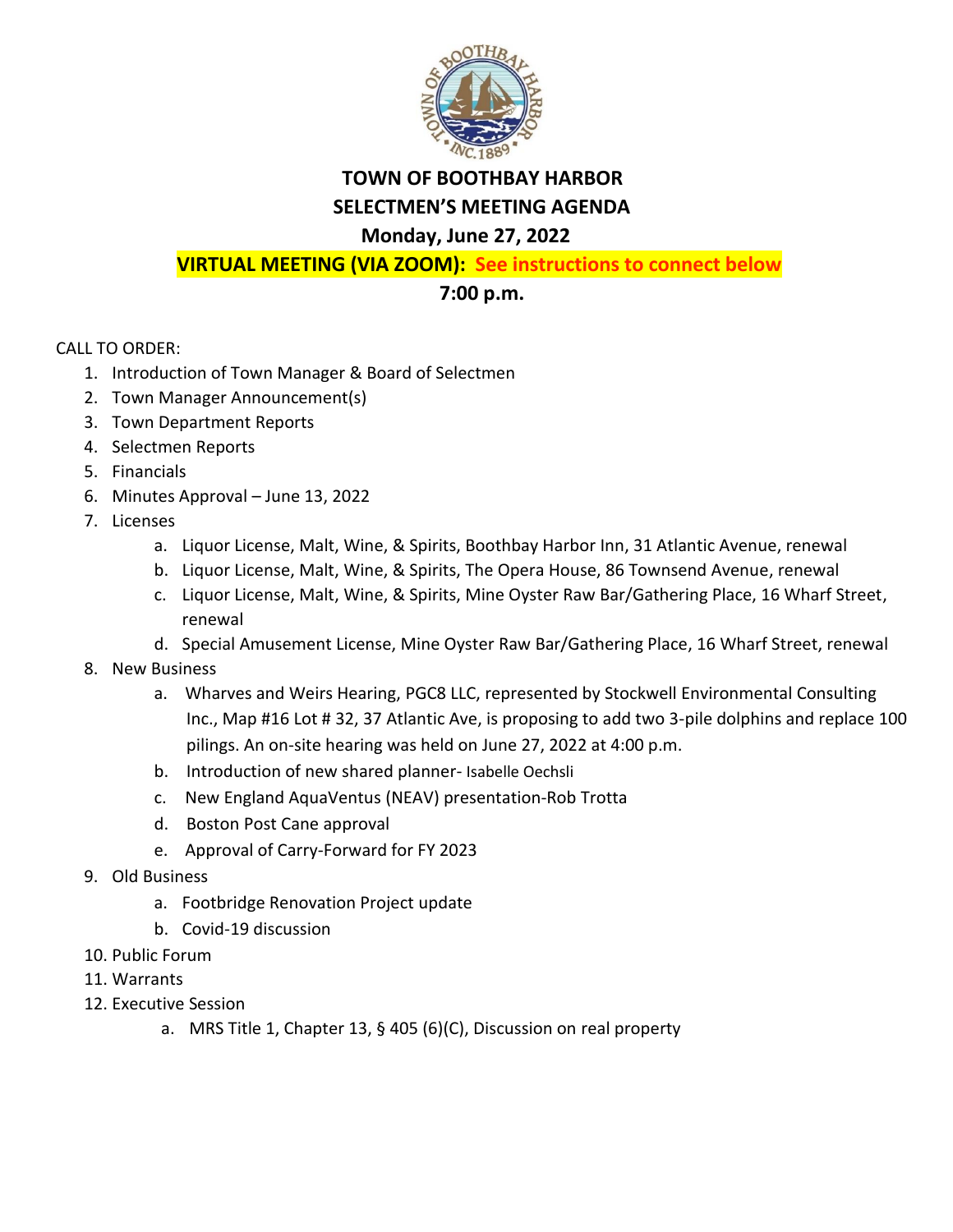# TOWN OF BOOTHBAY HARBOR

## SELECTMEN'S MEETING AGENDA

### Monday, June 27, 2022

**VIRTUAL MEETING (VIA ZOOM): See instructions to connect below**

**7:00 p.m.**

CALL TO ORDER:

1. Introduction of Town Manager & Board of Selectmen
2. Town Manager Announcement(s)
3. Town Department Reports
4. Selectmen Reports
5. Financials
6. Minutes Approval – June 13, 2022
7. Licenses
   a. Liquor License, Malt, Wine, & Spirits, Boothbay Harbor Inn, 31 Atlantic Avenue, renewal
   b. Liquor License, Malt, Wine, & Spirits, The Opera House, 86 Townsend Avenue, renewal
   c. Liquor License, Malt, Wine, & Spirits, Mine Oyster Raw Bar/Gathering Place, 16 Wharf Street, renewal
   d. Special Amusement License, Mine Oyster Raw Bar/Gathering Place, 16 Wharf Street, renewal
8. New Business
   a. Wharves and Weirs Hearing, PGC8 LLC, represented by Stockwell Environmental Consulting Inc., Map #16 Lot # 32, 37 Atlantic Ave, is proposing to add two 3-pile dolphins and replace 100 pilings. An on-site hearing was held on June 27, 2022 at 4:00 p.m.
   b. Introduction of new shared planner- Isabelle Oechsli
   c. New England AquaVentus (NEAV) presentation-Rob Trotta
   d. Boston Post Cane approval
   e. Approval of Carry-Forward for FY 2023
9. Old Business
   a. Footbridge Renovation Project update
   b. Covid-19 discussion
10. Public Forum
11. Warrants
12. Executive Session
    a. MRS Title 1, Chapter 13, § 405 (6)(C), Discussion on real property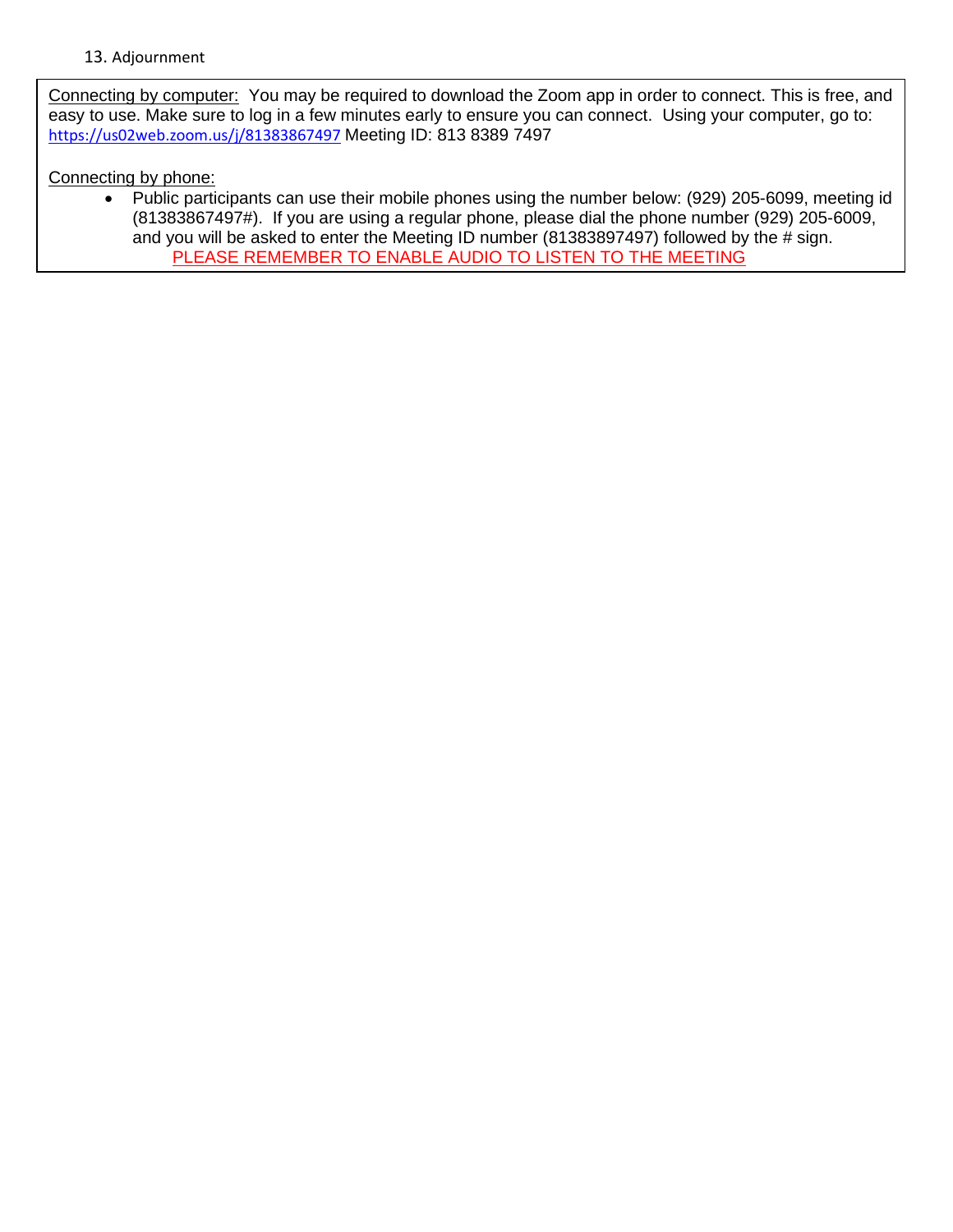13. Adjournment

Connecting by computer: You may be required to download the Zoom app in order to connect. This is free, and easy to use. Make sure to log in a few minutes early to ensure you can connect. Using your computer, go to: https://us02web.zoom.us/j/81383867497 Meeting ID: 813 8389 7497

Connecting by phone:

- Public participants can use their mobile phones using the number below: (929) 205-6099, meeting id (81383867497#). If you are using a regular phone, please dial the phone number (929) 205-6009, and you will be asked to enter the Meeting ID number (81383897497) followed by the # sign.

PLEASE REMEMBER TO ENABLE AUDIO TO LISTEN TO THE MEETING